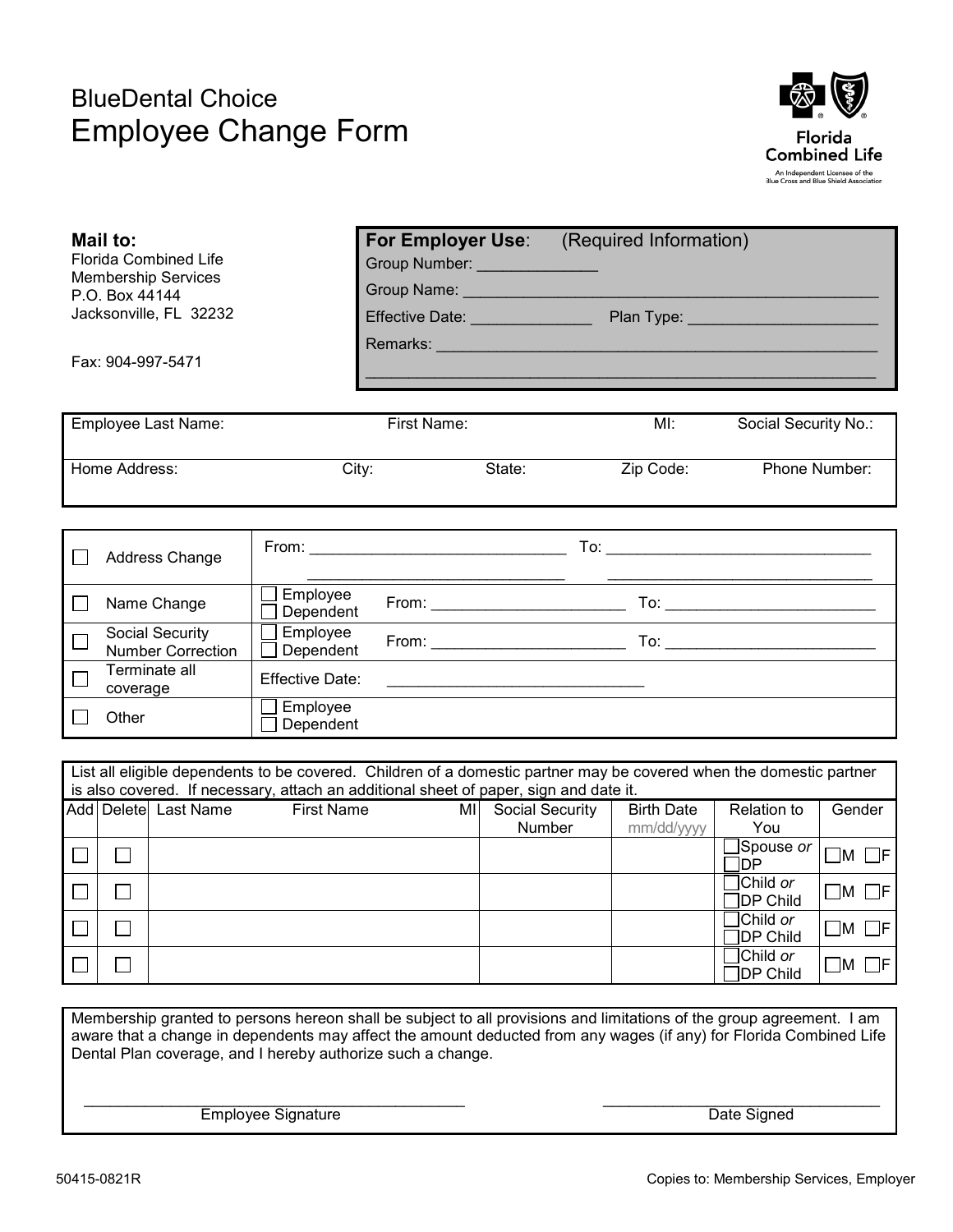BlueDental Choice

# Employee Change Form

Florida Combined Life
An Independent Licensee of the Blue Cross and Blue Shield Association

**Mail to:**
Florida Combined Life
Membership Services
P.O. Box 44144
Jacksonville, FL 32232

Fax: 904-997-5471

**For Employer Use**: (Required Information)

Group Number: ______________

Group Name: __________________________________________________

Effective Date: ______________ Plan Type: ______________________

Remarks: ___________________________________________________

____________________________________________________________

| Employee Last Name: | First Name: | MI: | Social Security No.: |
|---|---|---|---|
| | | | |

| Home Address: | City: | State: | Zip Code: | Phone Number: |
|---|---|---|---|---|
| | | | | |

| | | |
|---|---|---|
| ☐ Address Change | From: ______________________________ ______________________________ | To: ______________________________ ______________________________ |
| ☐ Name Change | ☐ Employee ☐ Dependent From: ______________________ | To: ________________________ |
| ☐ Social Security Number Correction | ☐ Employee ☐ Dependent From: ______________________ | To: ________________________ |
| ☐ Terminate all coverage | Effective Date: ______________________________ | |
| ☐ Other | ☐ Employee ☐ Dependent | |

List all eligible dependents to be covered. Children of a domestic partner may be covered when the domestic partner is also covered. If necessary, attach an additional sheet of paper, sign and date it.

| Add | Delete | Last Name | First Name | MI | Social Security Number | Birth Date mm/dd/yyyy | Relation to You | Gender |
|---|---|---|---|---|---|---|---|---|
| ☐ | ☐ | | | | | | ☐Spouse *or* ☐DP | ☐M ☐F |
| ☐ | ☐ | | | | | | ☐Child *or* ☐DP Child | ☐M ☐F |
| ☐ | ☐ | | | | | | ☐Child *or* ☐DP Child | ☐M ☐F |
| ☐ | ☐ | | | | | | ☐Child *or* ☐DP Child | ☐M ☐F |

Membership granted to persons hereon shall be subject to all provisions and limitations of the group agreement. I am aware that a change in dependents may affect the amount deducted from any wages (if any) for Florida Combined Life Dental Plan coverage, and I hereby authorize such a change.

______________________________________________ Employee Signature

__________________________________ Date Signed

50415-0821R

Copies to: Membership Services, Employer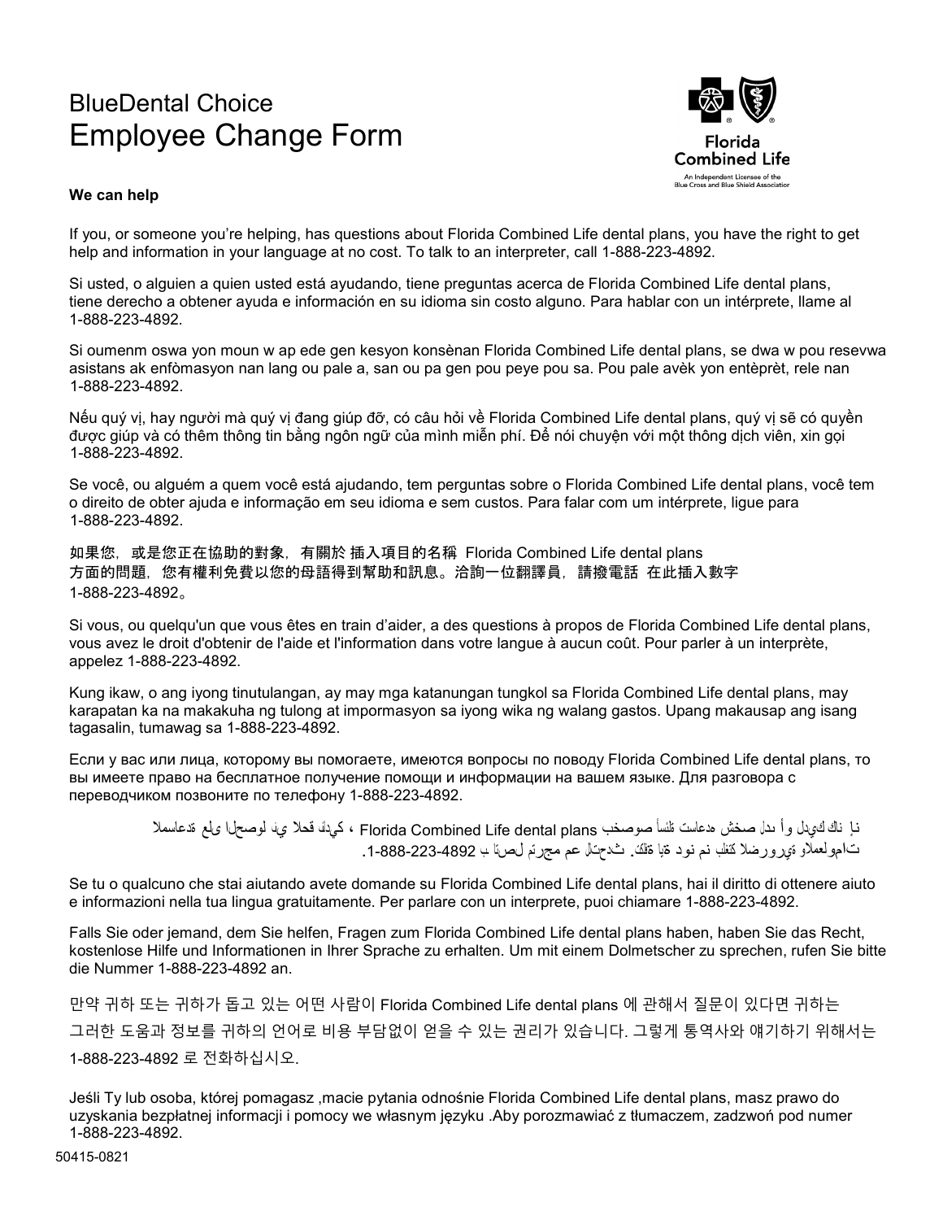BlueDental Choice

# Employee Change Form

Florida Combined Life

An Independent Licensee of the Blue Cross and Blue Shield Association

**We can help**

If you, or someone you're helping, has questions about Florida Combined Life dental plans, you have the right to get help and information in your language at no cost. To talk to an interpreter, call 1-888-223-4892.

Si usted, o alguien a quien usted está ayudando, tiene preguntas acerca de Florida Combined Life dental plans, tiene derecho a obtener ayuda e información en su idioma sin costo alguno. Para hablar con un intérprete, llame al 1-888-223-4892.

Si oumenm oswa yon moun w ap ede gen kesyon konsènan Florida Combined Life dental plans, se dwa w pou resevwa asistans ak enfòmasyon nan lang ou pale a, san ou pa gen pou peye pou sa. Pou pale avèk yon entèprèt, rele nan 1-888-223-4892.

Nếu quý vị, hay người mà quý vị đang giúp đỡ, có câu hỏi về Florida Combined Life dental plans, quý vị sẽ có quyền được giúp và có thêm thông tin bằng ngôn ngữ của mình miễn phí. Để nói chuyện với một thông dịch viên, xin gọi 1-888-223-4892.

Se você, ou alguém a quem você está ajudando, tem perguntas sobre o Florida Combined Life dental plans, você tem o direito de obter ajuda e informação em seu idioma e sem custos. Para falar com um intérprete, ligue para 1-888-223-4892.

如果您，或是您正在協助的對象，有關於 插入項目的名稱 Florida Combined Life dental plans 方面的問題，您有權利免費以您的母語得到幫助和訊息。洽詢一位翻譯員，請撥電話 在此插入數字 1-888-223-4892。

Si vous, ou quelqu'un que vous êtes en train d'aider, a des questions à propos de Florida Combined Life dental plans, vous avez le droit d'obtenir de l'aide et l'information dans votre langue à aucun coût. Pour parler à un interprète, appelez 1-888-223-4892.

Kung ikaw, o ang iyong tinutulangan, ay may mga katanungan tungkol sa Florida Combined Life dental plans, may karapatan ka na makakuha ng tulong at impormasyon sa iyong wika ng walang gastos. Upang makausap ang isang tagasalin, tumawag sa 1-888-223-4892.

Если у вас или лица, которому вы помогаете, имеются вопросы по поводу Florida Combined Life dental plans, то вы имеете право на бесплатное получение помощи и информации на вашем языке. Для разговора с переводчиком позвоните по телефону 1-888-223-4892.

إن كان لديك أو لدى شخص تساعده أسئلة بخصوص Florida Combined Life dental plans، لديك الحق في الحصول على المساعدة والمعلومات الضرورية بلغتك من دون اية تكلفة. للتحدث مع مترجم اتصل ب 1-888-223-4892.

Se tu o qualcuno che stai aiutando avete domande su Florida Combined Life dental plans, hai il diritto di ottenere aiuto e informazioni nella tua lingua gratuitamente. Per parlare con un interprete, puoi chiamare 1-888-223-4892.

Falls Sie oder jemand, dem Sie helfen, Fragen zum Florida Combined Life dental plans haben, haben Sie das Recht, kostenlose Hilfe und Informationen in Ihrer Sprache zu erhalten. Um mit einem Dolmetscher zu sprechen, rufen Sie bitte die Nummer 1-888-223-4892 an.

만약 귀하 또는 귀하가 돕고 있는 어떤 사람이 Florida Combined Life dental plans 에 관해서 질문이 있다면 귀하는 그러한 도움과 정보를 귀하의 언어로 비용 부담없이 얻을 수 있는 권리가 있습니다. 그렇게 통역사와 얘기하기 위해서는 1-888-223-4892 로 전화하십시오.

Jeśli Ty lub osoba, której pomagasz ,macie pytania odnośnie Florida Combined Life dental plans, masz prawo do uzyskania bezpłatnej informacji i pomocy we własnym języku .Aby porozmawiać z tłumaczem, zadzwoń pod numer 1-888-223-4892.

50415-0821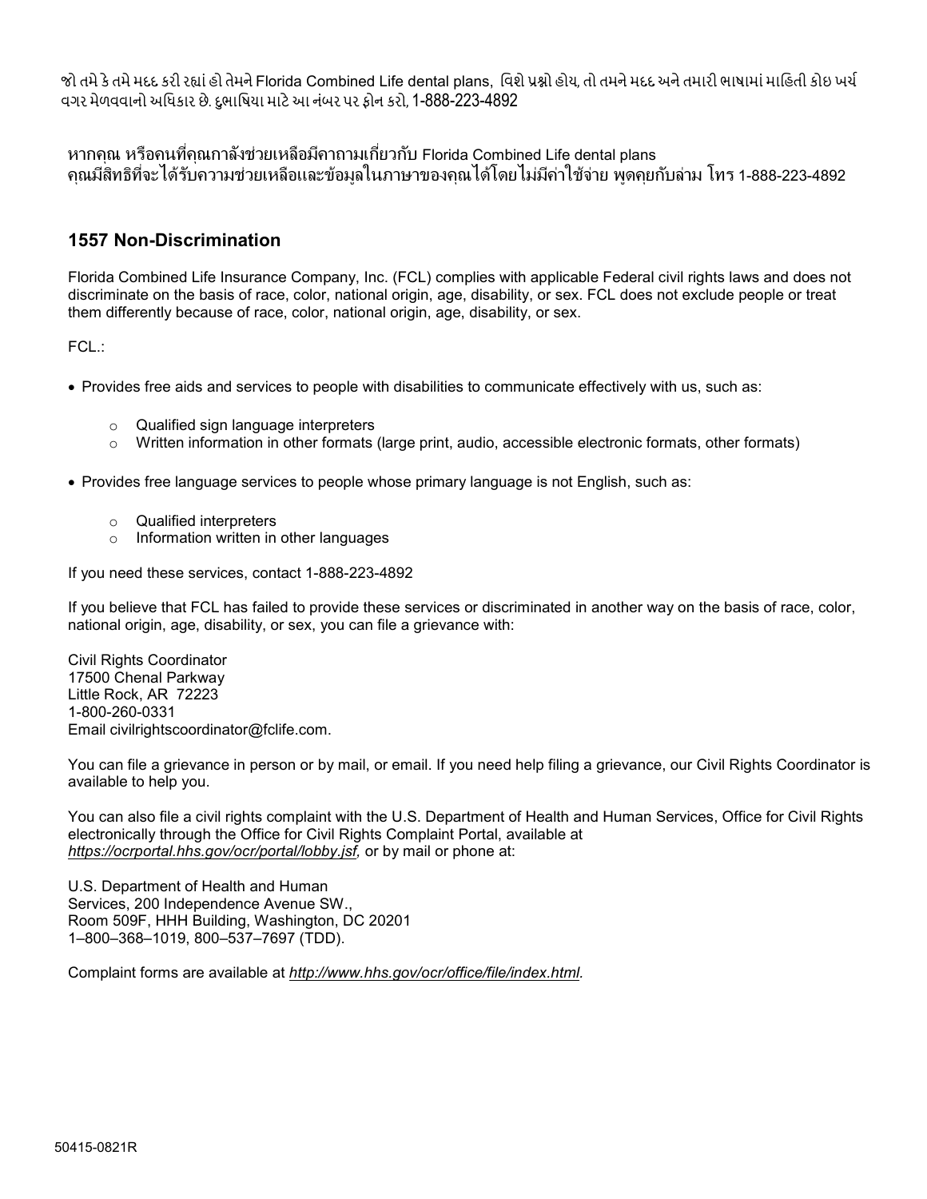જો તમે કે તમે મદદ કરી રહ્યાં હો તેમને Florida Combined Life dental plans, વિશે પ્રશ્નો હોય, તો તમને મદદ અને તમારી ભાષામાં માહિતી કોઇ ખર્ચ વગર મેળવવાનો અધિકાર છે. દુભાષિયા માટે આ નંબર પર ફોન કરો, 1-888-223-4892

หากคุณ หรือคนที่คุณกาลังช่วยเหลือมีคาถามเกี่ยวกับ Florida Combined Life dental plans คุณมีสิทธิที่จะได้รับความช่วยเหลือและข้อมูลในภาษาของคุณได้โดยไม่มีค่าใช้จ่าย พูดคุยกับล่าม โทร 1-888-223-4892

## 1557 Non-Discrimination

Florida Combined Life Insurance Company, Inc. (FCL) complies with applicable Federal civil rights laws and does not discriminate on the basis of race, color, national origin, age, disability, or sex. FCL does not exclude people or treat them differently because of race, color, national origin, age, disability, or sex.

FCL.:

- Provides free aids and services to people with disabilities to communicate effectively with us, such as:
  - Qualified sign language interpreters
  - Written information in other formats (large print, audio, accessible electronic formats, other formats)
- Provides free language services to people whose primary language is not English, such as:
  - Qualified interpreters
  - Information written in other languages

If you need these services, contact 1-888-223-4892

If you believe that FCL has failed to provide these services or discriminated in another way on the basis of race, color, national origin, age, disability, or sex, you can file a grievance with:

Civil Rights Coordinator
17500 Chenal Parkway
Little Rock, AR 72223
1-800-260-0331
Email civilrightscoordinator@fclife.com.

You can file a grievance in person or by mail, or email. If you need help filing a grievance, our Civil Rights Coordinator is available to help you.

You can also file a civil rights complaint with the U.S. Department of Health and Human Services, Office for Civil Rights electronically through the Office for Civil Rights Complaint Portal, available at *https://ocrportal.hhs.gov/ocr/portal/lobby.jsf,* or by mail or phone at:

U.S. Department of Health and Human
Services, 200 Independence Avenue SW.,
Room 509F, HHH Building, Washington, DC 20201
1–800–368–1019, 800–537–7697 (TDD).

Complaint forms are available at *http://www.hhs.gov/ocr/office/file/index.html.*

50415-0821R